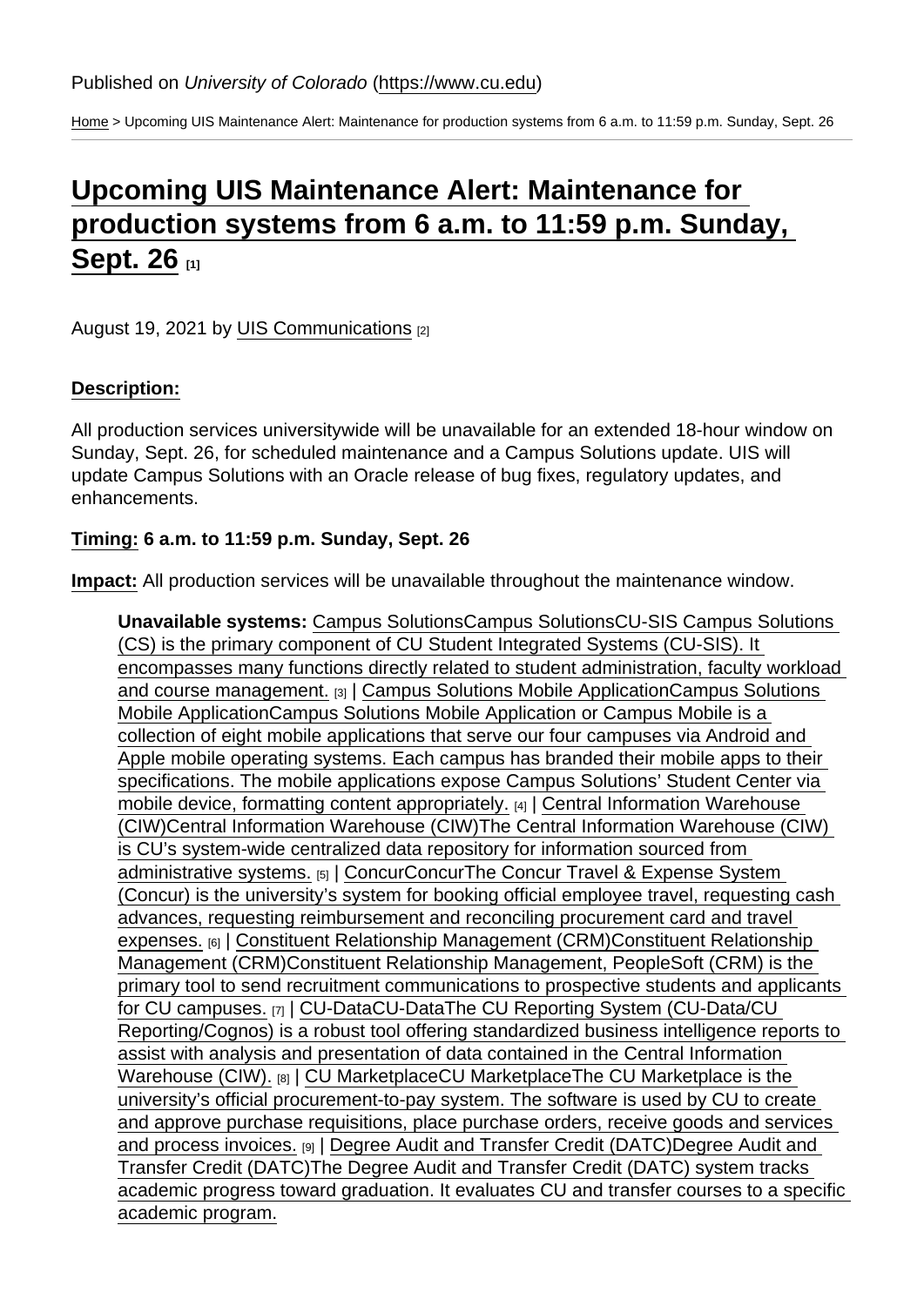Published on *University of Colorado* (https://www.cu.edu)

Home > Upcoming UIS Maintenance Alert: Maintenance for production systems from 6 a.m. to 11:59 p.m. Sunday, Sept. 26

# Upcoming UIS Maintenance Alert: Maintenance for production systems from 6 a.m. to 11:59 p.m. Sunday, Sept. 26 [1]

August 19, 2021 by UIS Communications [2]

Description:

All production services universitywide will be unavailable for an extended 18-hour window on Sunday, Sept. 26, for scheduled maintenance and a Campus Solutions update. UIS will update Campus Solutions with an Oracle release of bug fixes, regulatory updates, and enhancements.

Timing: **6 a.m. to 11:59 p.m. Sunday, Sept. 26**

Impact: All production services will be unavailable throughout the maintenance window.

> **Unavailable systems:** Campus SolutionsCampus SolutionsCU-SIS Campus Solutions (CS) is the primary component of CU Student Integrated Systems (CU-SIS). It encompasses many functions directly related to student administration, faculty workload and course management. [3] | Campus Solutions Mobile ApplicationCampus Solutions Mobile ApplicationCampus Solutions Mobile Application or Campus Mobile is a collection of eight mobile applications that serve our four campuses via Android and Apple mobile operating systems. Each campus has branded their mobile apps to their specifications. The mobile applications expose Campus Solutions' Student Center via mobile device, formatting content appropriately. [4] | Central Information Warehouse (CIW)Central Information Warehouse (CIW)The Central Information Warehouse (CIW) is CU's system-wide centralized data repository for information sourced from administrative systems. [5] | ConcurConcurThe Concur Travel & Expense System (Concur) is the university's system for booking official employee travel, requesting cash advances, requesting reimbursement and reconciling procurement card and travel expenses. [6] | Constituent Relationship Management (CRM)Constituent Relationship Management (CRM)Constituent Relationship Management, PeopleSoft (CRM) is the primary tool to send recruitment communications to prospective students and applicants for CU campuses. [7] | CU-DataCU-DataThe CU Reporting System (CU-Data/CU Reporting/Cognos) is a robust tool offering standardized business intelligence reports to assist with analysis and presentation of data contained in the Central Information Warehouse (CIW). [8] | CU MarketplaceCU MarketplaceThe CU Marketplace is the university's official procurement-to-pay system. The software is used by CU to create and approve purchase requisitions, place purchase orders, receive goods and services and process invoices. [9] | Degree Audit and Transfer Credit (DATC)Degree Audit and Transfer Credit (DATC)The Degree Audit and Transfer Credit (DATC) system tracks academic progress toward graduation. It evaluates CU and transfer courses to a specific academic program.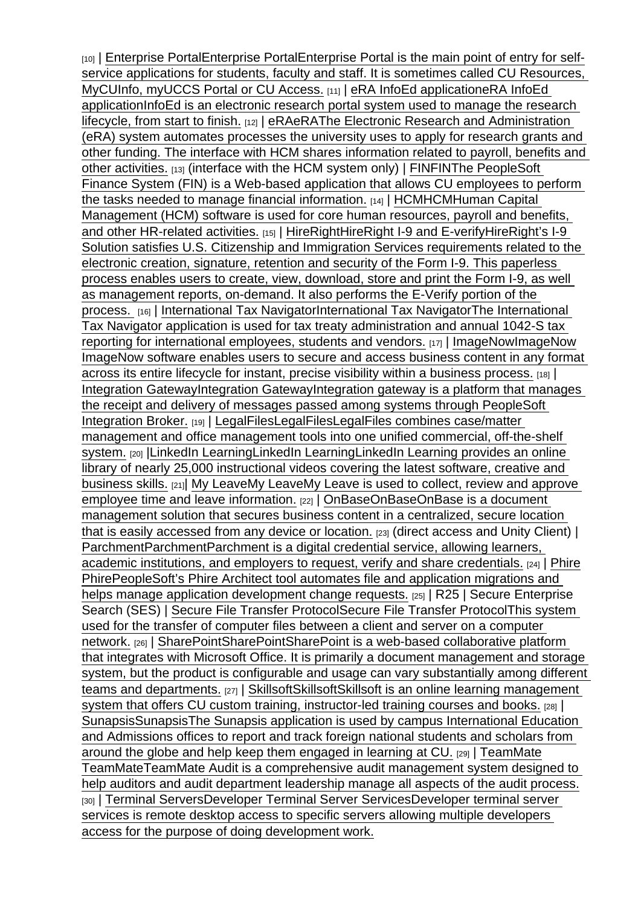[10] | Enterprise PortalEnterprise PortalEnterprise Portal is the main point of entry for self-service applications for students, faculty and staff. It is sometimes called CU Resources, MyCUInfo, myUCCS Portal or CU Access. [11] | eRA InfoEd applicationeRA InfoEd applicationInfoEd is an electronic research portal system used to manage the research lifecycle, from start to finish. [12] | eRAeRAThe Electronic Research and Administration (eRA) system automates processes the university uses to apply for research grants and other funding. The interface with HCM shares information related to payroll, benefits and other activities. [13] (interface with the HCM system only) | FINFINThe PeopleSoft Finance System (FIN) is a Web-based application that allows CU employees to perform the tasks needed to manage financial information. [14] | HCMHCMHuman Capital Management (HCM) software is used for core human resources, payroll and benefits, and other HR-related activities. [15] | HireRightHireRight I-9 and E-verifyHireRight's I-9 Solution satisfies U.S. Citizenship and Immigration Services requirements related to the electronic creation, signature, retention and security of the Form I-9. This paperless process enables users to create, view, download, store and print the Form I-9, as well as management reports, on-demand. It also performs the E-Verify portion of the process. [16] | International Tax NavigatorInternational Tax NavigatorThe International Tax Navigator application is used for tax treaty administration and annual 1042-S tax reporting for international employees, students and vendors. [17] | ImageNowImageNow ImageNow software enables users to secure and access business content in any format across its entire lifecycle for instant, precise visibility within a business process. [18] | Integration GatewayIntegration GatewayIntegration gateway is a platform that manages the receipt and delivery of messages passed among systems through PeopleSoft Integration Broker. [19] | LegalFilesLegalFilesLegalFiles combines case/matter management and office management tools into one unified commercial, off-the-shelf system. [20] |LinkedIn LearningLinkedIn LearningLinkedIn Learning provides an online library of nearly 25,000 instructional videos covering the latest software, creative and business skills. [21]| My LeaveMy LeaveMy Leave is used to collect, review and approve employee time and leave information. [22] | OnBaseOnBaseOnBase is a document management solution that secures business content in a centralized, secure location that is easily accessed from any device or location. [23] (direct access and Unity Client) | ParchmentParchmentParchment is a digital credential service, allowing learners, academic institutions, and employers to request, verify and share credentials. [24] | Phire PhirePeopleSoft's Phire Architect tool automates file and application migrations and helps manage application development change requests. [25] | R25 | Secure Enterprise Search (SES) | Secure File Transfer ProtocolSecure File Transfer ProtocolThis system used for the transfer of computer files between a client and server on a computer network. [26] | SharePointSharePointSharePoint is a web-based collaborative platform that integrates with Microsoft Office. It is primarily a document management and storage system, but the product is configurable and usage can vary substantially among different teams and departments. [27] | SkillsoftSkillsoftSkillsoft is an online learning management system that offers CU custom training, instructor-led training courses and books. [28] | SunapsisSunapsisThe Sunapsis application is used by campus International Education and Admissions offices to report and track foreign national students and scholars from around the globe and help keep them engaged in learning at CU. [29] | TeamMate TeamMateTeamMate Audit is a comprehensive audit management system designed to help auditors and audit department leadership manage all aspects of the audit process. [30] | Terminal ServersDeveloper Terminal Server ServicesDeveloper terminal server services is remote desktop access to specific servers allowing multiple developers access for the purpose of doing development work.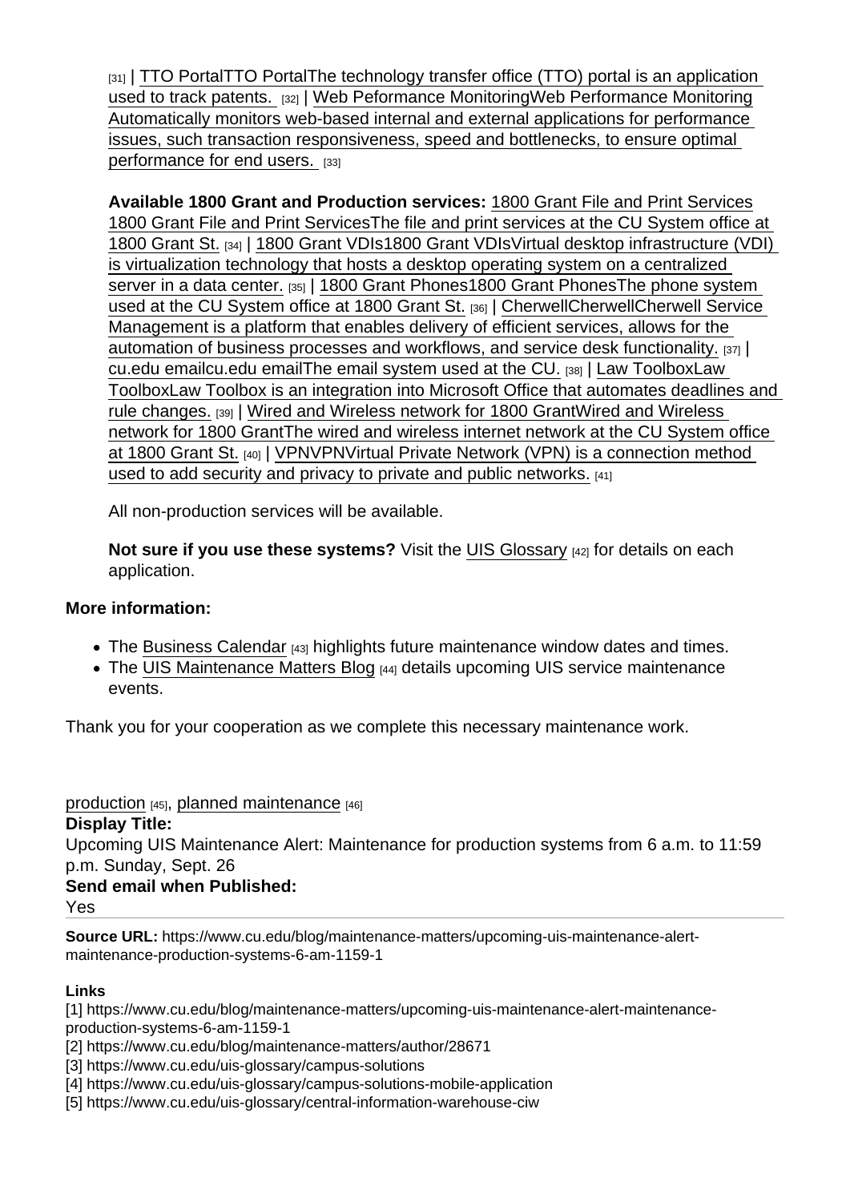[31] | TTO PortalTTO PortalThe technology transfer office (TTO) portal is an application used to track patents. [32] | Web Peformance MonitoringWeb Performance Monitoring Automatically monitors web-based internal and external applications for performance issues, such transaction responsiveness, speed and bottlenecks, to ensure optimal performance for end users. [33]

**Available 1800 Grant and Production services:** 1800 Grant File and Print Services 1800 Grant File and Print ServicesThe file and print services at the CU System office at 1800 Grant St. [34] | 1800 Grant VDIs1800 Grant VDIsVirtual desktop infrastructure (VDI) is virtualization technology that hosts a desktop operating system on a centralized server in a data center. [35] | 1800 Grant Phones1800 Grant PhonesThe phone system used at the CU System office at 1800 Grant St. [36] | CherwellCherwellCherwell Service Management is a platform that enables delivery of efficient services, allows for the automation of business processes and workflows, and service desk functionality. [37] | cu.edu emailcu.edu emailThe email system used at the CU. [38] | Law ToolboxLaw ToolboxLaw Toolbox is an integration into Microsoft Office that automates deadlines and rule changes. [39] | Wired and Wireless network for 1800 GrantWired and Wireless network for 1800 GrantThe wired and wireless internet network at the CU System office at 1800 Grant St. [40] | VPNVPNVirtual Private Network (VPN) is a connection method used to add security and privacy to private and public networks. [41]

All non-production services will be available.

**Not sure if you use these systems?** Visit the UIS Glossary [42] for details on each application.

**More information:**

- The Business Calendar [43] highlights future maintenance window dates and times.
- The UIS Maintenance Matters Blog [44] details upcoming UIS service maintenance events.

Thank you for your cooperation as we complete this necessary maintenance work.

production [45], planned maintenance [46]

**Display Title:**
Upcoming UIS Maintenance Alert: Maintenance for production systems from 6 a.m. to 11:59 p.m. Sunday, Sept. 26

**Send email when Published:**
Yes

**Source URL:** https://www.cu.edu/blog/maintenance-matters/upcoming-uis-maintenance-alert-maintenance-production-systems-6-am-1159-1

**Links**
[1] https://www.cu.edu/blog/maintenance-matters/upcoming-uis-maintenance-alert-maintenance-production-systems-6-am-1159-1
[2] https://www.cu.edu/blog/maintenance-matters/author/28671
[3] https://www.cu.edu/uis-glossary/campus-solutions
[4] https://www.cu.edu/uis-glossary/campus-solutions-mobile-application
[5] https://www.cu.edu/uis-glossary/central-information-warehouse-ciw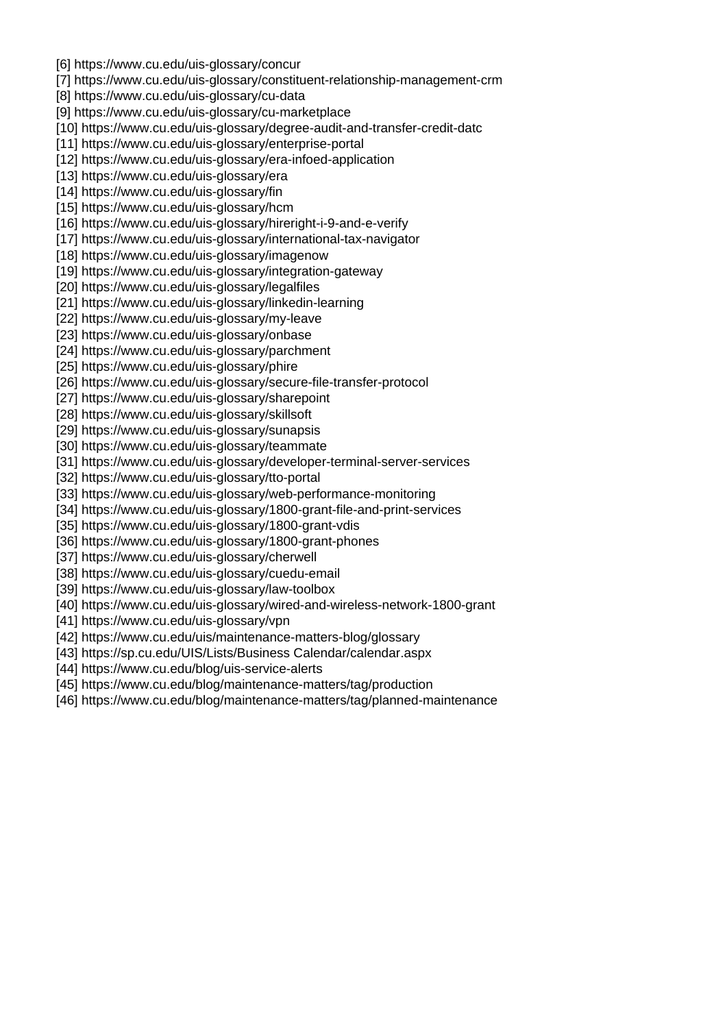[6] https://www.cu.edu/uis-glossary/concur
[7] https://www.cu.edu/uis-glossary/constituent-relationship-management-crm
[8] https://www.cu.edu/uis-glossary/cu-data
[9] https://www.cu.edu/uis-glossary/cu-marketplace
[10] https://www.cu.edu/uis-glossary/degree-audit-and-transfer-credit-datc
[11] https://www.cu.edu/uis-glossary/enterprise-portal
[12] https://www.cu.edu/uis-glossary/era-infoed-application
[13] https://www.cu.edu/uis-glossary/era
[14] https://www.cu.edu/uis-glossary/fin
[15] https://www.cu.edu/uis-glossary/hcm
[16] https://www.cu.edu/uis-glossary/hireright-i-9-and-e-verify
[17] https://www.cu.edu/uis-glossary/international-tax-navigator
[18] https://www.cu.edu/uis-glossary/imagenow
[19] https://www.cu.edu/uis-glossary/integration-gateway
[20] https://www.cu.edu/uis-glossary/legalfiles
[21] https://www.cu.edu/uis-glossary/linkedin-learning
[22] https://www.cu.edu/uis-glossary/my-leave
[23] https://www.cu.edu/uis-glossary/onbase
[24] https://www.cu.edu/uis-glossary/parchment
[25] https://www.cu.edu/uis-glossary/phire
[26] https://www.cu.edu/uis-glossary/secure-file-transfer-protocol
[27] https://www.cu.edu/uis-glossary/sharepoint
[28] https://www.cu.edu/uis-glossary/skillsoft
[29] https://www.cu.edu/uis-glossary/sunapsis
[30] https://www.cu.edu/uis-glossary/teammate
[31] https://www.cu.edu/uis-glossary/developer-terminal-server-services
[32] https://www.cu.edu/uis-glossary/tto-portal
[33] https://www.cu.edu/uis-glossary/web-performance-monitoring
[34] https://www.cu.edu/uis-glossary/1800-grant-file-and-print-services
[35] https://www.cu.edu/uis-glossary/1800-grant-vdis
[36] https://www.cu.edu/uis-glossary/1800-grant-phones
[37] https://www.cu.edu/uis-glossary/cherwell
[38] https://www.cu.edu/uis-glossary/cuedu-email
[39] https://www.cu.edu/uis-glossary/law-toolbox
[40] https://www.cu.edu/uis-glossary/wired-and-wireless-network-1800-grant
[41] https://www.cu.edu/uis-glossary/vpn
[42] https://www.cu.edu/uis/maintenance-matters-blog/glossary
[43] https://sp.cu.edu/UIS/Lists/Business Calendar/calendar.aspx
[44] https://www.cu.edu/blog/uis-service-alerts
[45] https://www.cu.edu/blog/maintenance-matters/tag/production
[46] https://www.cu.edu/blog/maintenance-matters/tag/planned-maintenance